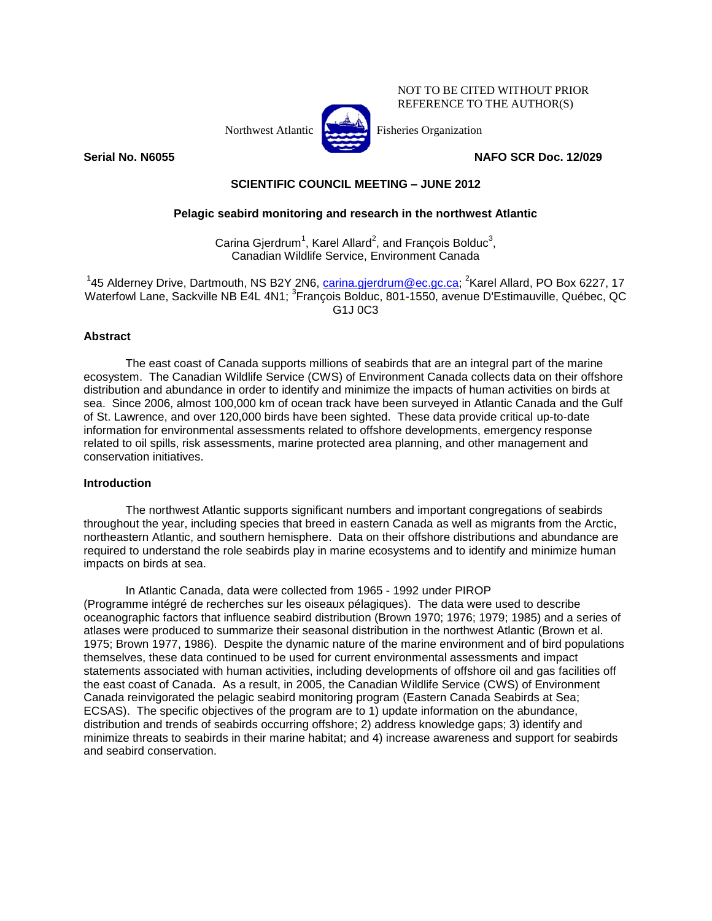NOT TO BE CITED WITHOUT PRIOR REFERENCE TO THE AUTHOR(S)

Northwest Atlantic Fisheries Organization

**Serial No. N6055** **NAFO SCR Doc. 12/029**

**SCIENTIFIC COUNCIL MEETING – JUNE 2012**

# Pelagic seabird monitoring and research in the northwest Atlantic

Carina Gjerdrum[1], Karel Allard[2], and François Bolduc[3],
Canadian Wildlife Service, Environment Canada

[1]45 Alderney Drive, Dartmouth, NS B2Y 2N6, carina.gjerdrum@ec.gc.ca; [2]Karel Allard, PO Box 6227, 17 Waterfowl Lane, Sackville NB E4L 4N1; [3]François Bolduc, 801-1550, avenue D'Estimauville, Québec, QC G1J 0C3

## Abstract

The east coast of Canada supports millions of seabirds that are an integral part of the marine ecosystem. The Canadian Wildlife Service (CWS) of Environment Canada collects data on their offshore distribution and abundance in order to identify and minimize the impacts of human activities on birds at sea. Since 2006, almost 100,000 km of ocean track have been surveyed in Atlantic Canada and the Gulf of St. Lawrence, and over 120,000 birds have been sighted. These data provide critical up-to-date information for environmental assessments related to offshore developments, emergency response related to oil spills, risk assessments, marine protected area planning, and other management and conservation initiatives.

## Introduction

The northwest Atlantic supports significant numbers and important congregations of seabirds throughout the year, including species that breed in eastern Canada as well as migrants from the Arctic, northeastern Atlantic, and southern hemisphere. Data on their offshore distributions and abundance are required to understand the role seabirds play in marine ecosystems and to identify and minimize human impacts on birds at sea.

In Atlantic Canada, data were collected from 1965 - 1992 under PIROP (Programme intégré de recherches sur les oiseaux pélagiques). The data were used to describe oceanographic factors that influence seabird distribution (Brown 1970; 1976; 1979; 1985) and a series of atlases were produced to summarize their seasonal distribution in the northwest Atlantic (Brown et al. 1975; Brown 1977, 1986). Despite the dynamic nature of the marine environment and of bird populations themselves, these data continued to be used for current environmental assessments and impact statements associated with human activities, including developments of offshore oil and gas facilities off the east coast of Canada. As a result, in 2005, the Canadian Wildlife Service (CWS) of Environment Canada reinvigorated the pelagic seabird monitoring program (Eastern Canada Seabirds at Sea; ECSAS). The specific objectives of the program are to 1) update information on the abundance, distribution and trends of seabirds occurring offshore; 2) address knowledge gaps; 3) identify and minimize threats to seabirds in their marine habitat; and 4) increase awareness and support for seabirds and seabird conservation.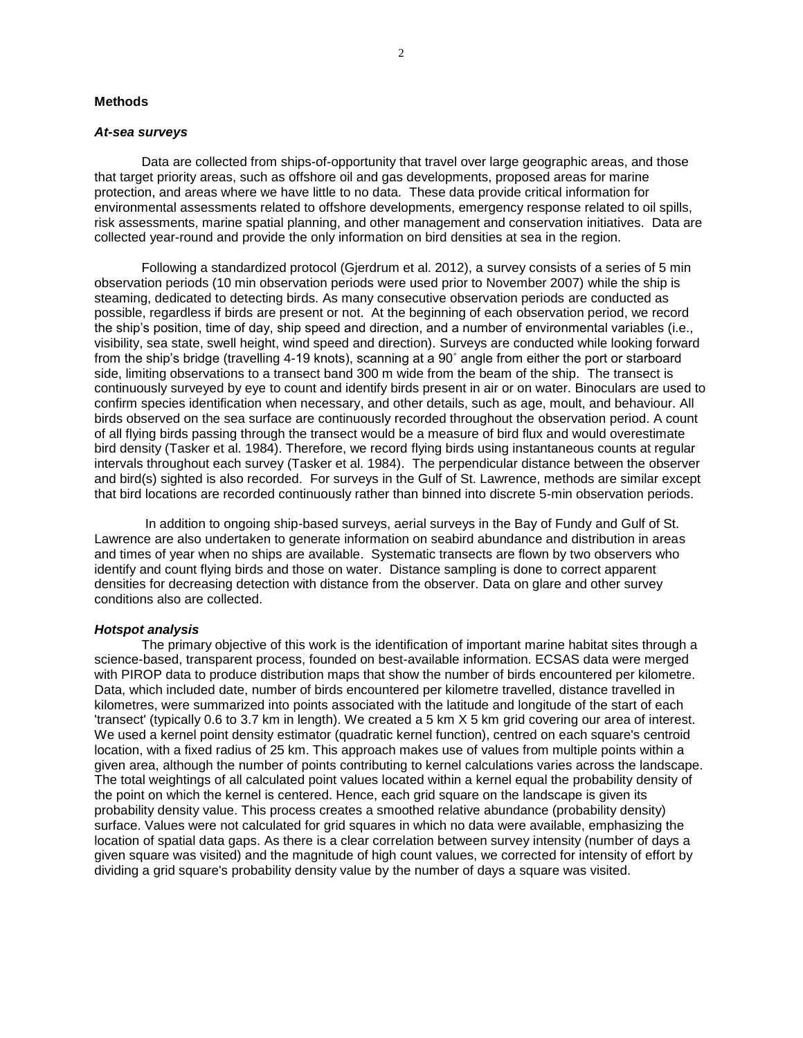## Methods

### *At-sea surveys*

Data are collected from ships-of-opportunity that travel over large geographic areas, and those that target priority areas, such as offshore oil and gas developments, proposed areas for marine protection, and areas where we have little to no data. These data provide critical information for environmental assessments related to offshore developments, emergency response related to oil spills, risk assessments, marine spatial planning, and other management and conservation initiatives. Data are collected year-round and provide the only information on bird densities at sea in the region.

Following a standardized protocol (Gjerdrum et al. 2012), a survey consists of a series of 5 min observation periods (10 min observation periods were used prior to November 2007) while the ship is steaming, dedicated to detecting birds. As many consecutive observation periods are conducted as possible, regardless if birds are present or not. At the beginning of each observation period, we record the ship's position, time of day, ship speed and direction, and a number of environmental variables (i.e., visibility, sea state, swell height, wind speed and direction). Surveys are conducted while looking forward from the ship's bridge (travelling 4-19 knots), scanning at a 90˚ angle from either the port or starboard side, limiting observations to a transect band 300 m wide from the beam of the ship. The transect is continuously surveyed by eye to count and identify birds present in air or on water. Binoculars are used to confirm species identification when necessary, and other details, such as age, moult, and behaviour. All birds observed on the sea surface are continuously recorded throughout the observation period. A count of all flying birds passing through the transect would be a measure of bird flux and would overestimate bird density (Tasker et al. 1984). Therefore, we record flying birds using instantaneous counts at regular intervals throughout each survey (Tasker et al. 1984). The perpendicular distance between the observer and bird(s) sighted is also recorded. For surveys in the Gulf of St. Lawrence, methods are similar except that bird locations are recorded continuously rather than binned into discrete 5-min observation periods.

In addition to ongoing ship-based surveys, aerial surveys in the Bay of Fundy and Gulf of St. Lawrence are also undertaken to generate information on seabird abundance and distribution in areas and times of year when no ships are available. Systematic transects are flown by two observers who identify and count flying birds and those on water. Distance sampling is done to correct apparent densities for decreasing detection with distance from the observer. Data on glare and other survey conditions also are collected.

### *Hotspot analysis*

The primary objective of this work is the identification of important marine habitat sites through a science-based, transparent process, founded on best-available information. ECSAS data were merged with PIROP data to produce distribution maps that show the number of birds encountered per kilometre. Data, which included date, number of birds encountered per kilometre travelled, distance travelled in kilometres, were summarized into points associated with the latitude and longitude of the start of each 'transect' (typically 0.6 to 3.7 km in length). We created a 5 km X 5 km grid covering our area of interest. We used a kernel point density estimator (quadratic kernel function), centred on each square's centroid location, with a fixed radius of 25 km. This approach makes use of values from multiple points within a given area, although the number of points contributing to kernel calculations varies across the landscape. The total weightings of all calculated point values located within a kernel equal the probability density of the point on which the kernel is centered. Hence, each grid square on the landscape is given its probability density value. This process creates a smoothed relative abundance (probability density) surface. Values were not calculated for grid squares in which no data were available, emphasizing the location of spatial data gaps. As there is a clear correlation between survey intensity (number of days a given square was visited) and the magnitude of high count values, we corrected for intensity of effort by dividing a grid square's probability density value by the number of days a square was visited.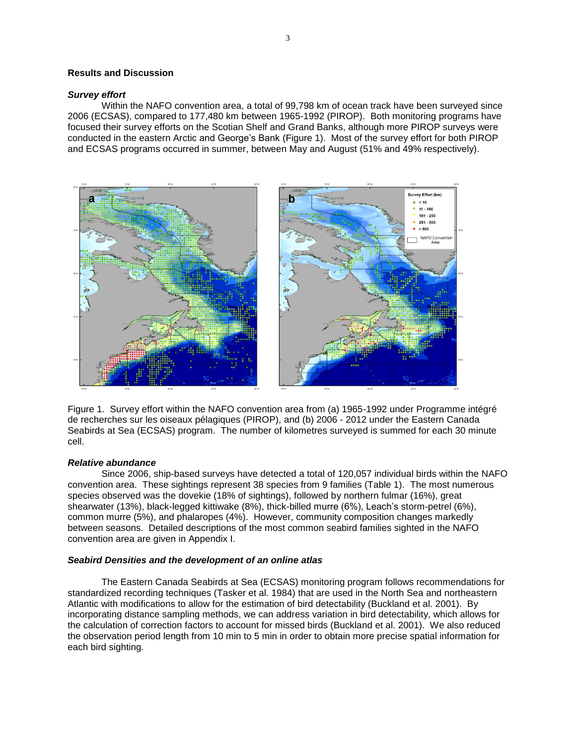## Results and Discussion

### *Survey effort*

Within the NAFO convention area, a total of 99,798 km of ocean track have been surveyed since 2006 (ECSAS), compared to 177,480 km between 1965-1992 (PIROP). Both monitoring programs have focused their survey efforts on the Scotian Shelf and Grand Banks, although more PIROP surveys were conducted in the eastern Arctic and George's Bank (Figure 1). Most of the survey effort for both PIROP and ECSAS programs occurred in summer, between May and August (51% and 49% respectively).

Figure 1. Survey effort within the NAFO convention area from (a) 1965-1992 under Programme intégré de recherches sur les oiseaux pélagiques (PIROP), and (b) 2006 - 2012 under the Eastern Canada Seabirds at Sea (ECSAS) program. The number of kilometres surveyed is summed for each 30 minute cell.

### *Relative abundance*

Since 2006, ship-based surveys have detected a total of 120,057 individual birds within the NAFO convention area. These sightings represent 38 species from 9 families (Table 1). The most numerous species observed was the dovekie (18% of sightings), followed by northern fulmar (16%), great shearwater (13%), black-legged kittiwake (8%), thick-billed murre (6%), Leach's storm-petrel (6%), common murre (5%), and phalaropes (4%). However, community composition changes markedly between seasons. Detailed descriptions of the most common seabird families sighted in the NAFO convention area are given in Appendix I.

### *Seabird Densities and the development of an online atlas*

The Eastern Canada Seabirds at Sea (ECSAS) monitoring program follows recommendations for standardized recording techniques (Tasker et al. 1984) that are used in the North Sea and northeastern Atlantic with modifications to allow for the estimation of bird detectability (Buckland et al. 2001). By incorporating distance sampling methods, we can address variation in bird detectability, which allows for the calculation of correction factors to account for missed birds (Buckland et al. 2001). We also reduced the observation period length from 10 min to 5 min in order to obtain more precise spatial information for each bird sighting.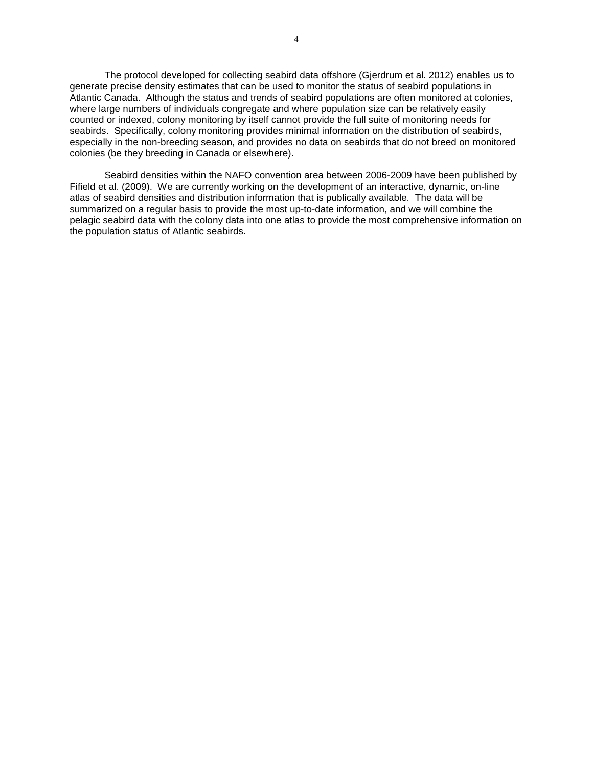The protocol developed for collecting seabird data offshore (Gjerdrum et al. 2012) enables us to generate precise density estimates that can be used to monitor the status of seabird populations in Atlantic Canada. Although the status and trends of seabird populations are often monitored at colonies, where large numbers of individuals congregate and where population size can be relatively easily counted or indexed, colony monitoring by itself cannot provide the full suite of monitoring needs for seabirds. Specifically, colony monitoring provides minimal information on the distribution of seabirds, especially in the non-breeding season, and provides no data on seabirds that do not breed on monitored colonies (be they breeding in Canada or elsewhere).

Seabird densities within the NAFO convention area between 2006-2009 have been published by Fifield et al. (2009). We are currently working on the development of an interactive, dynamic, on-line atlas of seabird densities and distribution information that is publically available. The data will be summarized on a regular basis to provide the most up-to-date information, and we will combine the pelagic seabird data with the colony data into one atlas to provide the most comprehensive information on the population status of Atlantic seabirds.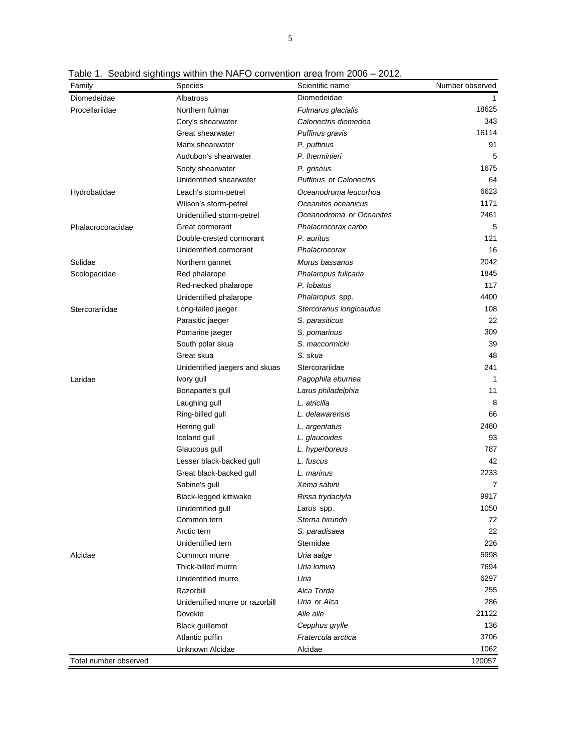Table 1. Seabird sightings within the NAFO convention area from 2006 – 2012.

| Family | Species | Scientific name | Number observed |
|---|---|---|---|
| Diomedeidae | Albatross | Diomedeidae | 1 |
| Procellariidae | Northern fulmar | *Fulmarus glacialis* | 18625 |
| | Cory's shearwater | *Calonectris diomedea* | 343 |
| | Great shearwater | *Puffinus gravis* | 16114 |
| | Manx shearwater | *P. puffinus* | 91 |
| | Audubon's shearwater | *P. lherminieri* | 5 |
| | Sooty shearwater | *P. griseus* | 1675 |
| | Unidentified shearwater | *Puffinus* or *Calonectris* | 64 |
| Hydrobatidae | Leach's storm-petrel | *Oceanodroma leucorhoa* | 6623 |
| | Wilson's storm-petrel | *Oceanites oceanicus* | 1171 |
| | Unidentified storm-petrel | *Oceanodroma* or *Oceanites* | 2461 |
| Phalacrocoracidae | Great cormorant | *Phalacrocorax carbo* | 5 |
| | Double-crested cormorant | *P. auritus* | 121 |
| | Unidentified cormorant | *Phalacrocorax* | 16 |
| Sulidae | Northern gannet | *Morus bassanus* | 2042 |
| Scolopacidae | Red phalarope | *Phalaropus fulicaria* | 1845 |
| | Red-necked phalarope | *P. lobatus* | 117 |
| | Unidentified phalarope | *Phalaropus* spp. | 4400 |
| Stercorariidae | Long-tailed jaeger | *Stercorarius longicaudus* | 108 |
| | Parasitic jaeger | *S. parasiticus* | 22 |
| | Pomarine jaeger | *S. pomarinus* | 309 |
| | South polar skua | *S. maccormicki* | 39 |
| | Great skua | *S. skua* | 48 |
| | Unidentified jaegers and skuas | Stercorariidae | 241 |
| Laridae | Ivory gull | *Pagophila eburnea* | 1 |
| | Bonaparte's gull | *Larus philadelphia* | 11 |
| | Laughing gull | *L. atricilla* | 8 |
| | Ring-billed gull | *L. delawarensis* | 66 |
| | Herring gull | *L. argentatus* | 2480 |
| | Iceland gull | *L. glaucoides* | 93 |
| | Glaucous gull | *L. hyperboreus* | 787 |
| | Lesser black-backed gull | *L. fuscus* | 42 |
| | Great black-backed gull | *L. marinus* | 2233 |
| | Sabine's gull | *Xema sabini* | 7 |
| | Black-legged kittiwake | *Rissa trydactyla* | 9917 |
| | Unidentified gull | *Larus* spp. | 1050 |
| | Common tern | *Sterna hirundo* | 72 |
| | Arctic tern | *S. paradisaea* | 22 |
| | Unidentified tern | Sternidae | 226 |
| Alcidae | Common murre | *Uria aalge* | 5998 |
| | Thick-billed murre | *Uria lomvia* | 7694 |
| | Unidentified murre | *Uria* | 6297 |
| | Razorbill | *Alca Torda* | 255 |
| | Unidentified murre or razorbill | *Uria* or *Alca* | 286 |
| | Dovekie | *Alle alle* | 21122 |
| | Black guillemot | *Cepphus grylle* | 136 |
| | Atlantic puffin | *Fratercula arctica* | 3706 |
| | Unknown Alcidae | Alcidae | 1062 |
| Total number observed | | | 120057 |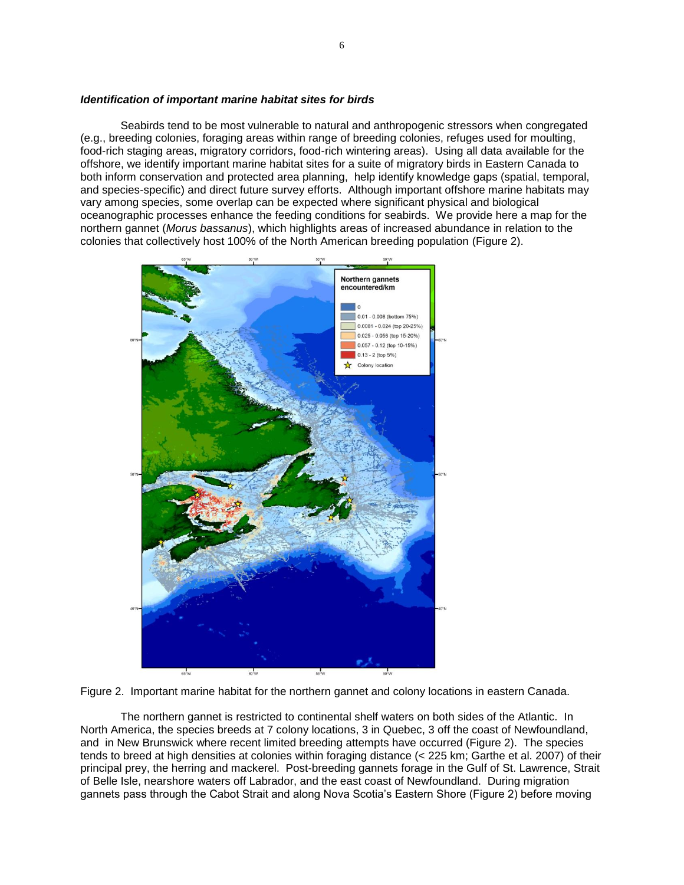***Identification of important marine habitat sites for birds***

Seabirds tend to be most vulnerable to natural and anthropogenic stressors when congregated (e.g., breeding colonies, foraging areas within range of breeding colonies, refuges used for moulting, food-rich staging areas, migratory corridors, food-rich wintering areas). Using all data available for the offshore, we identify important marine habitat sites for a suite of migratory birds in Eastern Canada to both inform conservation and protected area planning, help identify knowledge gaps (spatial, temporal, and species-specific) and direct future survey efforts. Although important offshore marine habitats may vary among species, some overlap can be expected where significant physical and biological oceanographic processes enhance the feeding conditions for seabirds. We provide here a map for the northern gannet (*Morus bassanus*), which highlights areas of increased abundance in relation to the colonies that collectively host 100% of the North American breeding population (Figure 2).

Figure 2. Important marine habitat for the northern gannet and colony locations in eastern Canada.

The northern gannet is restricted to continental shelf waters on both sides of the Atlantic. In North America, the species breeds at 7 colony locations, 3 in Quebec, 3 off the coast of Newfoundland, and in New Brunswick where recent limited breeding attempts have occurred (Figure 2). The species tends to breed at high densities at colonies within foraging distance (< 225 km; Garthe et al. 2007) of their principal prey, the herring and mackerel. Post-breeding gannets forage in the Gulf of St. Lawrence, Strait of Belle Isle, nearshore waters off Labrador, and the east coast of Newfoundland. During migration gannets pass through the Cabot Strait and along Nova Scotia's Eastern Shore (Figure 2) before moving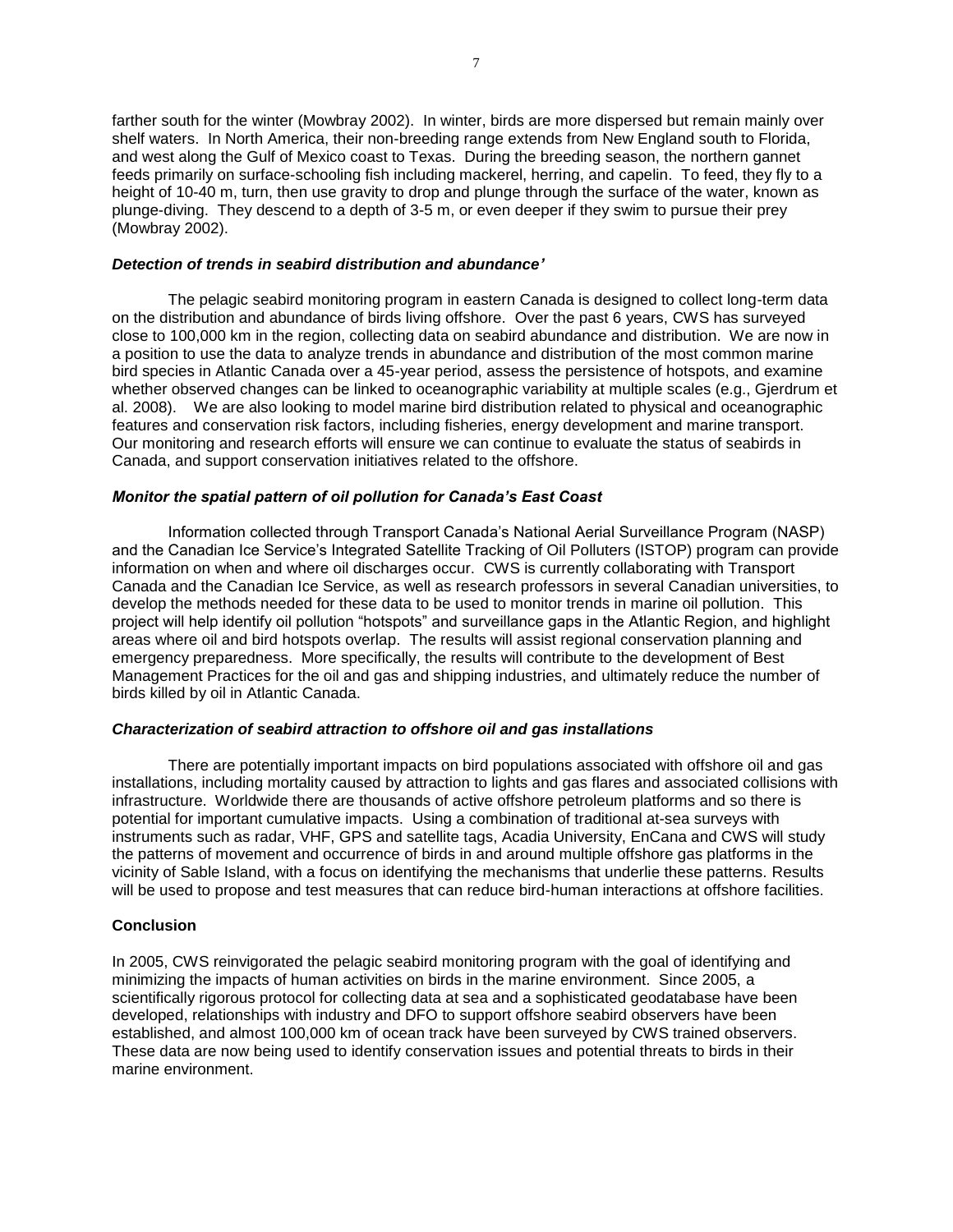farther south for the winter (Mowbray 2002). In winter, birds are more dispersed but remain mainly over shelf waters. In North America, their non-breeding range extends from New England south to Florida, and west along the Gulf of Mexico coast to Texas. During the breeding season, the northern gannet feeds primarily on surface-schooling fish including mackerel, herring, and capelin. To feed, they fly to a height of 10-40 m, turn, then use gravity to drop and plunge through the surface of the water, known as plunge-diving. They descend to a depth of 3-5 m, or even deeper if they swim to pursue their prey (Mowbray 2002).

### *Detection of trends in seabird distribution and abundance'*

The pelagic seabird monitoring program in eastern Canada is designed to collect long-term data on the distribution and abundance of birds living offshore. Over the past 6 years, CWS has surveyed close to 100,000 km in the region, collecting data on seabird abundance and distribution. We are now in a position to use the data to analyze trends in abundance and distribution of the most common marine bird species in Atlantic Canada over a 45-year period, assess the persistence of hotspots, and examine whether observed changes can be linked to oceanographic variability at multiple scales (e.g., Gjerdrum et al. 2008). We are also looking to model marine bird distribution related to physical and oceanographic features and conservation risk factors, including fisheries, energy development and marine transport. Our monitoring and research efforts will ensure we can continue to evaluate the status of seabirds in Canada, and support conservation initiatives related to the offshore.

### *Monitor the spatial pattern of oil pollution for Canada's East Coast*

Information collected through Transport Canada's National Aerial Surveillance Program (NASP) and the Canadian Ice Service's Integrated Satellite Tracking of Oil Polluters (ISTOP) program can provide information on when and where oil discharges occur. CWS is currently collaborating with Transport Canada and the Canadian Ice Service, as well as research professors in several Canadian universities, to develop the methods needed for these data to be used to monitor trends in marine oil pollution. This project will help identify oil pollution "hotspots" and surveillance gaps in the Atlantic Region, and highlight areas where oil and bird hotspots overlap. The results will assist regional conservation planning and emergency preparedness. More specifically, the results will contribute to the development of Best Management Practices for the oil and gas and shipping industries, and ultimately reduce the number of birds killed by oil in Atlantic Canada.

### *Characterization of seabird attraction to offshore oil and gas installations*

There are potentially important impacts on bird populations associated with offshore oil and gas installations, including mortality caused by attraction to lights and gas flares and associated collisions with infrastructure. Worldwide there are thousands of active offshore petroleum platforms and so there is potential for important cumulative impacts. Using a combination of traditional at-sea surveys with instruments such as radar, VHF, GPS and satellite tags, Acadia University, EnCana and CWS will study the patterns of movement and occurrence of birds in and around multiple offshore gas platforms in the vicinity of Sable Island, with a focus on identifying the mechanisms that underlie these patterns. Results will be used to propose and test measures that can reduce bird-human interactions at offshore facilities.

## Conclusion

In 2005, CWS reinvigorated the pelagic seabird monitoring program with the goal of identifying and minimizing the impacts of human activities on birds in the marine environment. Since 2005, a scientifically rigorous protocol for collecting data at sea and a sophisticated geodatabase have been developed, relationships with industry and DFO to support offshore seabird observers have been established, and almost 100,000 km of ocean track have been surveyed by CWS trained observers. These data are now being used to identify conservation issues and potential threats to birds in their marine environment.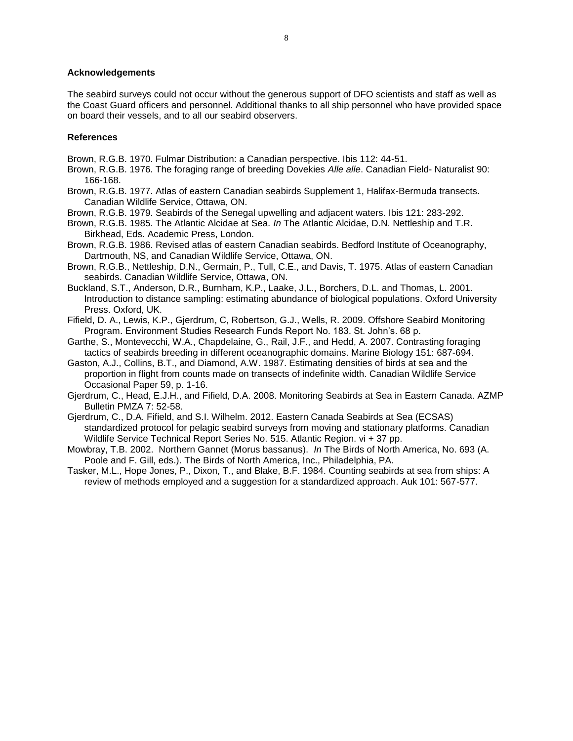## Acknowledgements

The seabird surveys could not occur without the generous support of DFO scientists and staff as well as the Coast Guard officers and personnel. Additional thanks to all ship personnel who have provided space on board their vessels, and to all our seabird observers.

## References

Brown, R.G.B. 1970. Fulmar Distribution: a Canadian perspective. Ibis 112: 44-51.

Brown, R.G.B. 1976. The foraging range of breeding Dovekies *Alle alle*. Canadian Field- Naturalist 90: 166-168.

Brown, R.G.B. 1977. Atlas of eastern Canadian seabirds Supplement 1, Halifax-Bermuda transects. Canadian Wildlife Service, Ottawa, ON.

Brown, R.G.B. 1979. Seabirds of the Senegal upwelling and adjacent waters. Ibis 121: 283-292.

Brown, R.G.B. 1985. The Atlantic Alcidae at Sea. *In* The Atlantic Alcidae, D.N. Nettleship and T.R. Birkhead, Eds. Academic Press, London.

Brown, R.G.B. 1986. Revised atlas of eastern Canadian seabirds. Bedford Institute of Oceanography, Dartmouth, NS, and Canadian Wildlife Service, Ottawa, ON.

Brown, R.G.B., Nettleship, D.N., Germain, P., Tull, C.E., and Davis, T. 1975. Atlas of eastern Canadian seabirds. Canadian Wildlife Service, Ottawa, ON.

Buckland, S.T., Anderson, D.R., Burnham, K.P., Laake, J.L., Borchers, D.L. and Thomas, L. 2001. Introduction to distance sampling: estimating abundance of biological populations. Oxford University Press. Oxford, UK.

Fifield, D. A., Lewis, K.P., Gjerdrum, C, Robertson, G.J., Wells, R. 2009. Offshore Seabird Monitoring Program. Environment Studies Research Funds Report No. 183. St. John's. 68 p.

Garthe, S., Montevecchi, W.A., Chapdelaine, G., Rail, J.F., and Hedd, A. 2007. Contrasting foraging tactics of seabirds breeding in different oceanographic domains. Marine Biology 151: 687-694.

Gaston, A.J., Collins, B.T., and Diamond, A.W. 1987. Estimating densities of birds at sea and the proportion in flight from counts made on transects of indefinite width. Canadian Wildlife Service Occasional Paper 59, p. 1-16.

Gjerdrum, C., Head, E.J.H., and Fifield, D.A. 2008. Monitoring Seabirds at Sea in Eastern Canada. AZMP Bulletin PMZA 7: 52-58.

Gjerdrum, C., D.A. Fifield, and S.I. Wilhelm. 2012. Eastern Canada Seabirds at Sea (ECSAS) standardized protocol for pelagic seabird surveys from moving and stationary platforms. Canadian Wildlife Service Technical Report Series No. 515. Atlantic Region. vi + 37 pp.

Mowbray, T.B. 2002. Northern Gannet (Morus bassanus). *In* The Birds of North America, No. 693 (A. Poole and F. Gill, eds.). The Birds of North America, Inc., Philadelphia, PA.

Tasker, M.L., Hope Jones, P., Dixon, T., and Blake, B.F. 1984. Counting seabirds at sea from ships: A review of methods employed and a suggestion for a standardized approach. Auk 101: 567-577.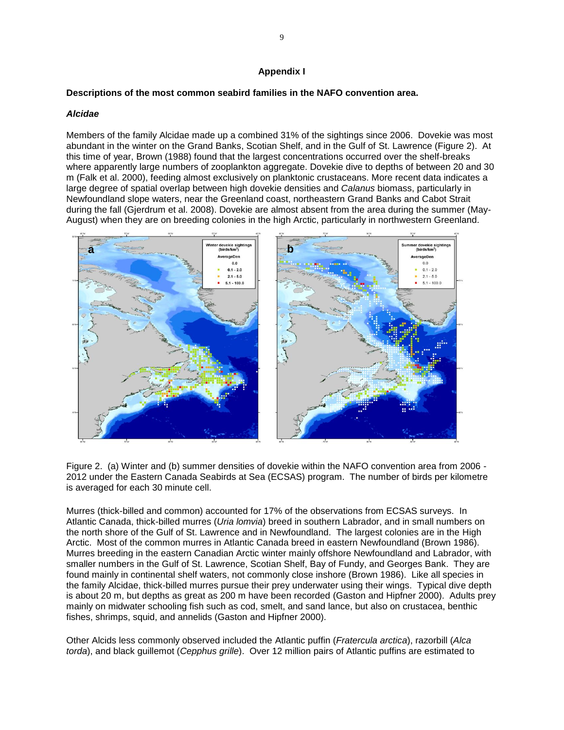## Appendix I

### Descriptions of the most common seabird families in the NAFO convention area.

#### *Alcidae*

Members of the family Alcidae made up a combined 31% of the sightings since 2006. Dovekie was most abundant in the winter on the Grand Banks, Scotian Shelf, and in the Gulf of St. Lawrence (Figure 2). At this time of year, Brown (1988) found that the largest concentrations occurred over the shelf-breaks where apparently large numbers of zooplankton aggregate. Dovekie dive to depths of between 20 and 30 m (Falk et al. 2000), feeding almost exclusively on planktonic crustaceans. More recent data indicates a large degree of spatial overlap between high dovekie densities and *Calanus* biomass, particularly in Newfoundland slope waters, near the Greenland coast, northeastern Grand Banks and Cabot Strait during the fall (Gjerdrum et al. 2008). Dovekie are almost absent from the area during the summer (May-August) when they are on breeding colonies in the high Arctic, particularly in northwestern Greenland.

Figure 2. (a) Winter and (b) summer densities of dovekie within the NAFO convention area from 2006 - 2012 under the Eastern Canada Seabirds at Sea (ECSAS) program. The number of birds per kilometre is averaged for each 30 minute cell.

Murres (thick-billed and common) accounted for 17% of the observations from ECSAS surveys. In Atlantic Canada, thick-billed murres (*Uria lomvia*) breed in southern Labrador, and in small numbers on the north shore of the Gulf of St. Lawrence and in Newfoundland. The largest colonies are in the High Arctic. Most of the common murres in Atlantic Canada breed in eastern Newfoundland (Brown 1986). Murres breeding in the eastern Canadian Arctic winter mainly offshore Newfoundland and Labrador, with smaller numbers in the Gulf of St. Lawrence, Scotian Shelf, Bay of Fundy, and Georges Bank. They are found mainly in continental shelf waters, not commonly close inshore (Brown 1986). Like all species in the family Alcidae, thick-billed murres pursue their prey underwater using their wings. Typical dive depth is about 20 m, but depths as great as 200 m have been recorded (Gaston and Hipfner 2000). Adults prey mainly on midwater schooling fish such as cod, smelt, and sand lance, but also on crustacea, benthic fishes, shrimps, squid, and annelids (Gaston and Hipfner 2000).

Other Alcids less commonly observed included the Atlantic puffin (*Fratercula arctica*), razorbill (*Alca torda*), and black guillemot (*Cepphus grille*). Over 12 million pairs of Atlantic puffins are estimated to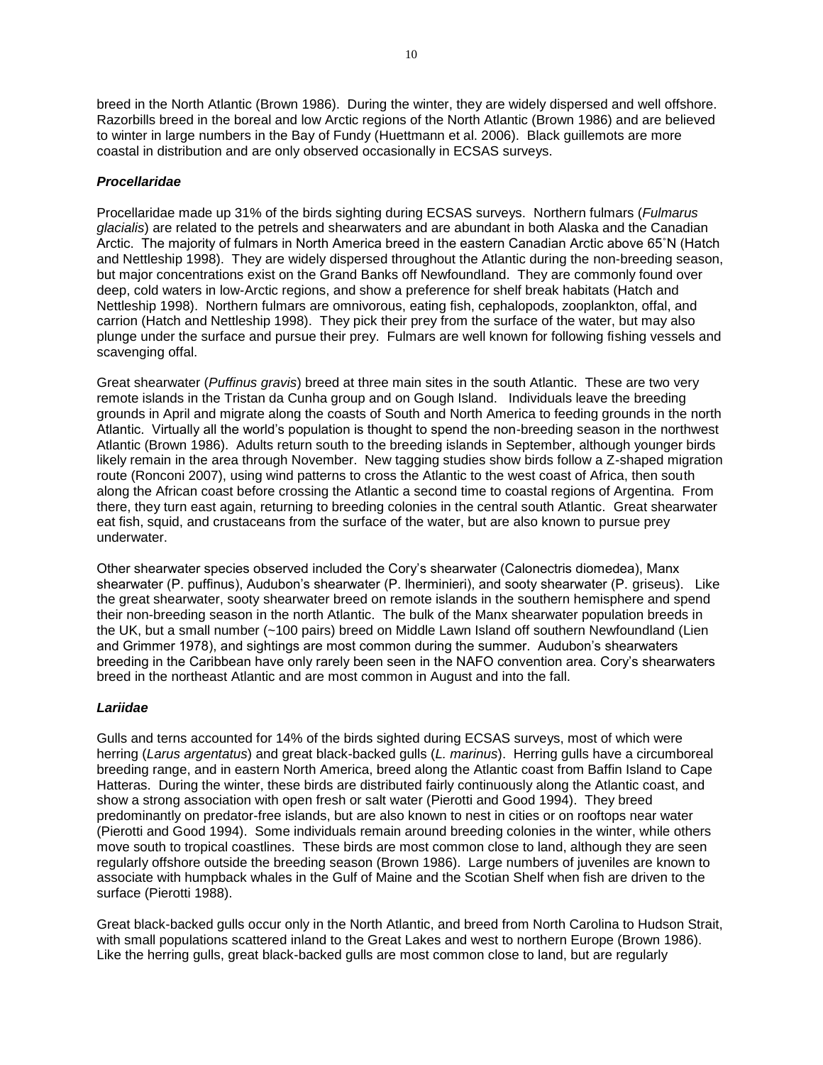breed in the North Atlantic (Brown 1986). During the winter, they are widely dispersed and well offshore. Razorbills breed in the boreal and low Arctic regions of the North Atlantic (Brown 1986) and are believed to winter in large numbers in the Bay of Fundy (Huettmann et al. 2006). Black guillemots are more coastal in distribution and are only observed occasionally in ECSAS surveys.

### *Procellaridae*

Procellaridae made up 31% of the birds sighting during ECSAS surveys. Northern fulmars (*Fulmarus glacialis*) are related to the petrels and shearwaters and are abundant in both Alaska and the Canadian Arctic. The majority of fulmars in North America breed in the eastern Canadian Arctic above 65˚N (Hatch and Nettleship 1998). They are widely dispersed throughout the Atlantic during the non-breeding season, but major concentrations exist on the Grand Banks off Newfoundland. They are commonly found over deep, cold waters in low-Arctic regions, and show a preference for shelf break habitats (Hatch and Nettleship 1998). Northern fulmars are omnivorous, eating fish, cephalopods, zooplankton, offal, and carrion (Hatch and Nettleship 1998). They pick their prey from the surface of the water, but may also plunge under the surface and pursue their prey. Fulmars are well known for following fishing vessels and scavenging offal.

Great shearwater (*Puffinus gravis*) breed at three main sites in the south Atlantic. These are two very remote islands in the Tristan da Cunha group and on Gough Island. Individuals leave the breeding grounds in April and migrate along the coasts of South and North America to feeding grounds in the north Atlantic. Virtually all the world's population is thought to spend the non-breeding season in the northwest Atlantic (Brown 1986). Adults return south to the breeding islands in September, although younger birds likely remain in the area through November. New tagging studies show birds follow a Z-shaped migration route (Ronconi 2007), using wind patterns to cross the Atlantic to the west coast of Africa, then south along the African coast before crossing the Atlantic a second time to coastal regions of Argentina. From there, they turn east again, returning to breeding colonies in the central south Atlantic. Great shearwater eat fish, squid, and crustaceans from the surface of the water, but are also known to pursue prey underwater.

Other shearwater species observed included the Cory's shearwater (Calonectris diomedea), Manx shearwater (P. puffinus), Audubon's shearwater (P. lherminieri), and sooty shearwater (P. griseus). Like the great shearwater, sooty shearwater breed on remote islands in the southern hemisphere and spend their non-breeding season in the north Atlantic. The bulk of the Manx shearwater population breeds in the UK, but a small number (~100 pairs) breed on Middle Lawn Island off southern Newfoundland (Lien and Grimmer 1978), and sightings are most common during the summer. Audubon's shearwaters breeding in the Caribbean have only rarely been seen in the NAFO convention area. Cory's shearwaters breed in the northeast Atlantic and are most common in August and into the fall.

### *Lariidae*

Gulls and terns accounted for 14% of the birds sighted during ECSAS surveys, most of which were herring (*Larus argentatus*) and great black-backed gulls (*L. marinus*). Herring gulls have a circumboreal breeding range, and in eastern North America, breed along the Atlantic coast from Baffin Island to Cape Hatteras. During the winter, these birds are distributed fairly continuously along the Atlantic coast, and show a strong association with open fresh or salt water (Pierotti and Good 1994). They breed predominantly on predator-free islands, but are also known to nest in cities or on rooftops near water (Pierotti and Good 1994). Some individuals remain around breeding colonies in the winter, while others move south to tropical coastlines. These birds are most common close to land, although they are seen regularly offshore outside the breeding season (Brown 1986). Large numbers of juveniles are known to associate with humpback whales in the Gulf of Maine and the Scotian Shelf when fish are driven to the surface (Pierotti 1988).

Great black-backed gulls occur only in the North Atlantic, and breed from North Carolina to Hudson Strait, with small populations scattered inland to the Great Lakes and west to northern Europe (Brown 1986). Like the herring gulls, great black-backed gulls are most common close to land, but are regularly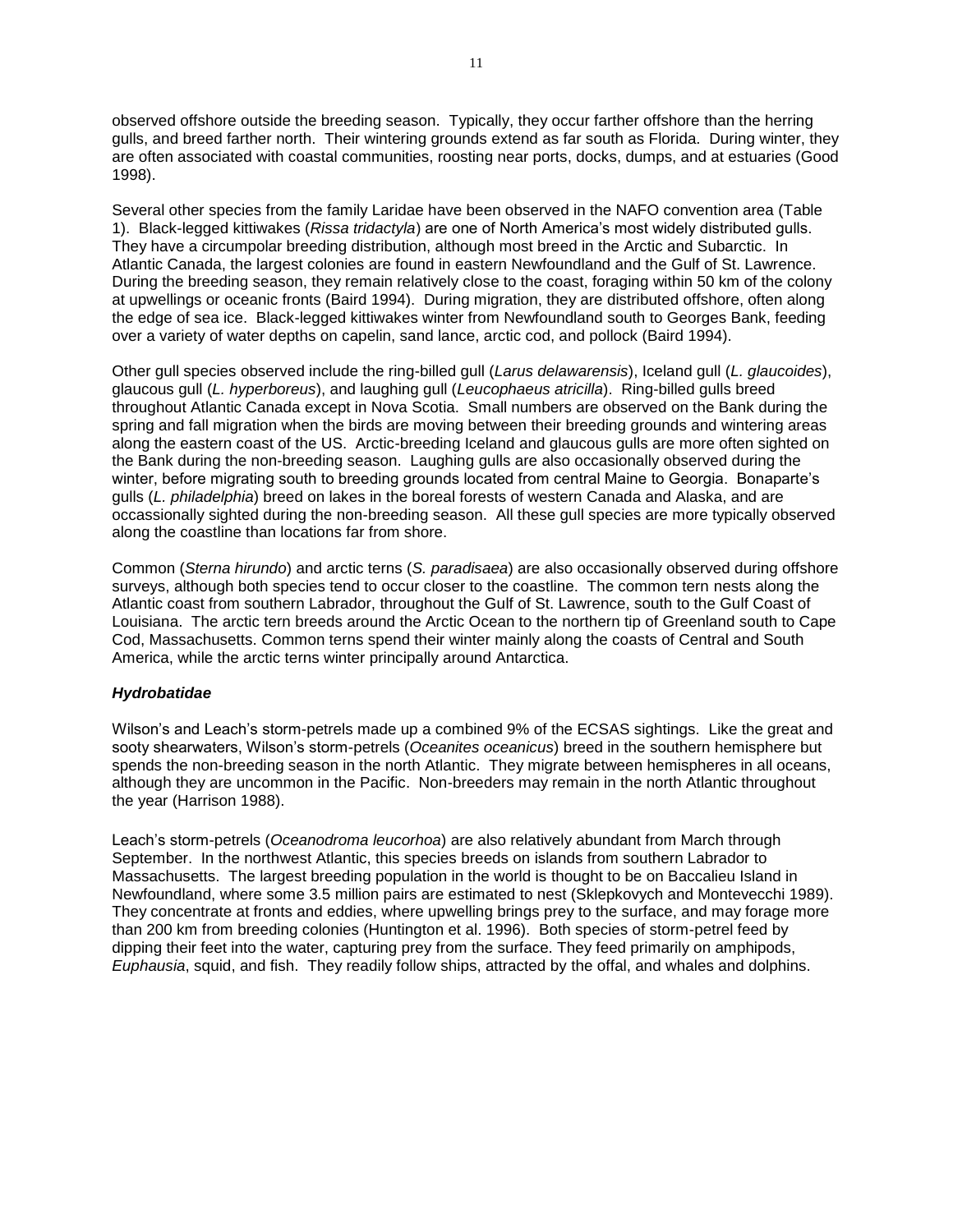observed offshore outside the breeding season. Typically, they occur farther offshore than the herring gulls, and breed farther north. Their wintering grounds extend as far south as Florida. During winter, they are often associated with coastal communities, roosting near ports, docks, dumps, and at estuaries (Good 1998).

Several other species from the family Laridae have been observed in the NAFO convention area (Table 1). Black-legged kittiwakes (*Rissa tridactyla*) are one of North America's most widely distributed gulls. They have a circumpolar breeding distribution, although most breed in the Arctic and Subarctic. In Atlantic Canada, the largest colonies are found in eastern Newfoundland and the Gulf of St. Lawrence. During the breeding season, they remain relatively close to the coast, foraging within 50 km of the colony at upwellings or oceanic fronts (Baird 1994). During migration, they are distributed offshore, often along the edge of sea ice. Black-legged kittiwakes winter from Newfoundland south to Georges Bank, feeding over a variety of water depths on capelin, sand lance, arctic cod, and pollock (Baird 1994).

Other gull species observed include the ring-billed gull (*Larus delawarensis*), Iceland gull (*L. glaucoides*), glaucous gull (*L. hyperboreus*), and laughing gull (*Leucophaeus atricilla*). Ring-billed gulls breed throughout Atlantic Canada except in Nova Scotia. Small numbers are observed on the Bank during the spring and fall migration when the birds are moving between their breeding grounds and wintering areas along the eastern coast of the US. Arctic-breeding Iceland and glaucous gulls are more often sighted on the Bank during the non-breeding season. Laughing gulls are also occasionally observed during the winter, before migrating south to breeding grounds located from central Maine to Georgia. Bonaparte's gulls (*L. philadelphia*) breed on lakes in the boreal forests of western Canada and Alaska, and are occassionally sighted during the non-breeding season. All these gull species are more typically observed along the coastline than locations far from shore.

Common (*Sterna hirundo*) and arctic terns (*S. paradisaea*) are also occasionally observed during offshore surveys, although both species tend to occur closer to the coastline. The common tern nests along the Atlantic coast from southern Labrador, throughout the Gulf of St. Lawrence, south to the Gulf Coast of Louisiana. The arctic tern breeds around the Arctic Ocean to the northern tip of Greenland south to Cape Cod, Massachusetts. Common terns spend their winter mainly along the coasts of Central and South America, while the arctic terns winter principally around Antarctica.

### *Hydrobatidae*

Wilson's and Leach's storm-petrels made up a combined 9% of the ECSAS sightings. Like the great and sooty shearwaters, Wilson's storm-petrels (*Oceanites oceanicus*) breed in the southern hemisphere but spends the non-breeding season in the north Atlantic. They migrate between hemispheres in all oceans, although they are uncommon in the Pacific. Non-breeders may remain in the north Atlantic throughout the year (Harrison 1988).

Leach's storm-petrels (*Oceanodroma leucorhoa*) are also relatively abundant from March through September. In the northwest Atlantic, this species breeds on islands from southern Labrador to Massachusetts. The largest breeding population in the world is thought to be on Baccalieu Island in Newfoundland, where some 3.5 million pairs are estimated to nest (Sklepkovych and Montevecchi 1989). They concentrate at fronts and eddies, where upwelling brings prey to the surface, and may forage more than 200 km from breeding colonies (Huntington et al. 1996). Both species of storm-petrel feed by dipping their feet into the water, capturing prey from the surface. They feed primarily on amphipods, *Euphausia*, squid, and fish. They readily follow ships, attracted by the offal, and whales and dolphins.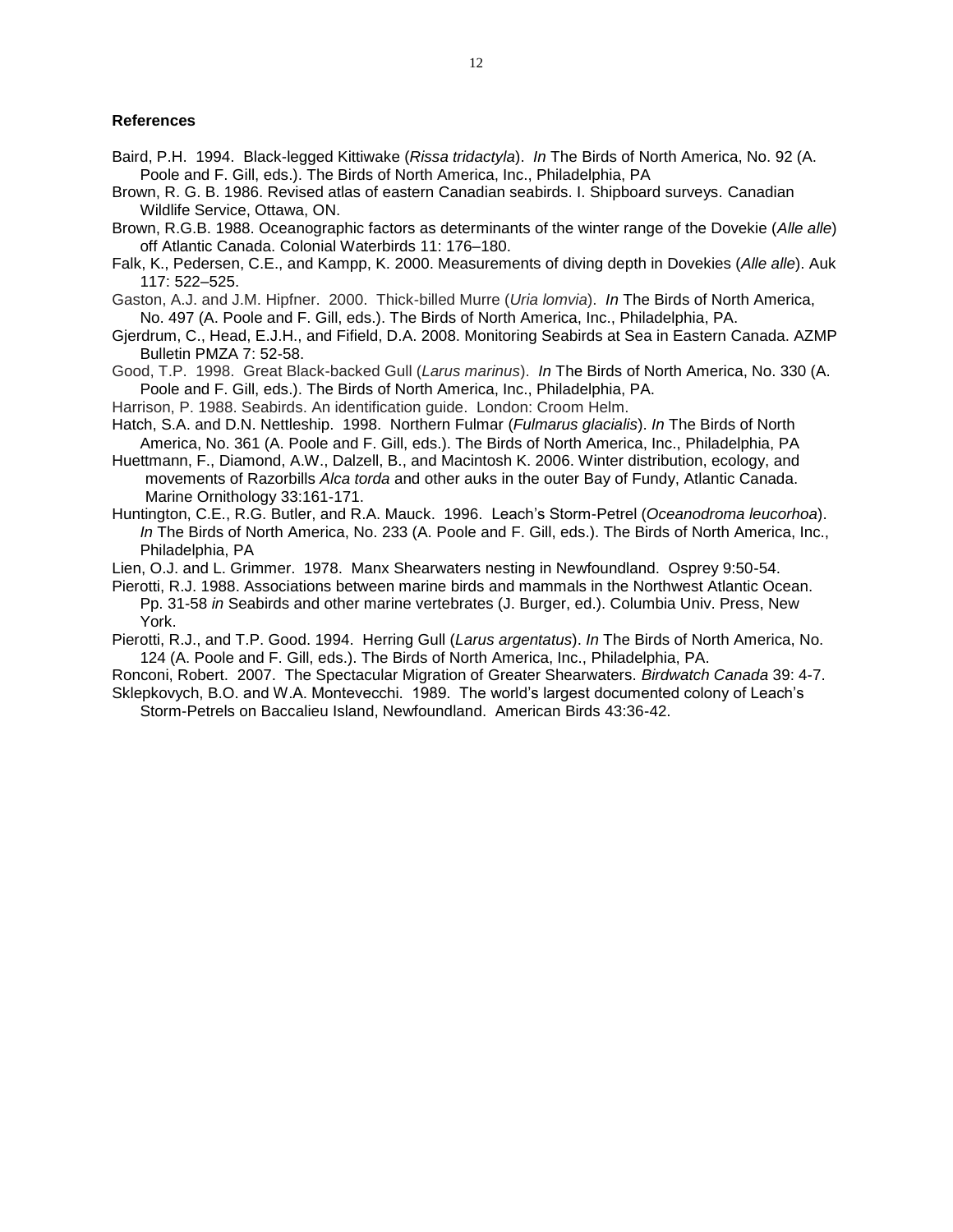## References

Baird, P.H. 1994. Black-legged Kittiwake (*Rissa tridactyla*). *In* The Birds of North America, No. 92 (A. Poole and F. Gill, eds.). The Birds of North America, Inc., Philadelphia, PA

Brown, R. G. B. 1986. Revised atlas of eastern Canadian seabirds. I. Shipboard surveys. Canadian Wildlife Service, Ottawa, ON.

Brown, R.G.B. 1988. Oceanographic factors as determinants of the winter range of the Dovekie (*Alle alle*) off Atlantic Canada. Colonial Waterbirds 11: 176–180.

Falk, K., Pedersen, C.E., and Kampp, K. 2000. Measurements of diving depth in Dovekies (*Alle alle*). Auk 117: 522–525.

Gaston, A.J. and J.M. Hipfner. 2000. Thick-billed Murre (*Uria lomvia*). *In* The Birds of North America, No. 497 (A. Poole and F. Gill, eds.). The Birds of North America, Inc., Philadelphia, PA.

Gjerdrum, C., Head, E.J.H., and Fifield, D.A. 2008. Monitoring Seabirds at Sea in Eastern Canada. AZMP Bulletin PMZA 7: 52-58.

Good, T.P. 1998. Great Black-backed Gull (*Larus marinus*). *In* The Birds of North America, No. 330 (A. Poole and F. Gill, eds.). The Birds of North America, Inc., Philadelphia, PA.

Harrison, P. 1988. Seabirds. An identification guide. London: Croom Helm.

Hatch, S.A. and D.N. Nettleship. 1998. Northern Fulmar (*Fulmarus glacialis*). *In* The Birds of North America, No. 361 (A. Poole and F. Gill, eds.). The Birds of North America, Inc., Philadelphia, PA

Huettmann, F., Diamond, A.W., Dalzell, B., and Macintosh K. 2006. Winter distribution, ecology, and movements of Razorbills *Alca torda* and other auks in the outer Bay of Fundy, Atlantic Canada. Marine Ornithology 33:161-171.

Huntington, C.E., R.G. Butler, and R.A. Mauck. 1996. Leach's Storm-Petrel (*Oceanodroma leucorhoa*). *In* The Birds of North America, No. 233 (A. Poole and F. Gill, eds.). The Birds of North America, Inc., Philadelphia, PA

Lien, O.J. and L. Grimmer. 1978. Manx Shearwaters nesting in Newfoundland. Osprey 9:50-54.

Pierotti, R.J. 1988. Associations between marine birds and mammals in the Northwest Atlantic Ocean. Pp. 31-58 *in* Seabirds and other marine vertebrates (J. Burger, ed.). Columbia Univ. Press, New York.

Pierotti, R.J., and T.P. Good. 1994. Herring Gull (*Larus argentatus*). *In* The Birds of North America, No. 124 (A. Poole and F. Gill, eds.). The Birds of North America, Inc., Philadelphia, PA.

Ronconi, Robert. 2007. The Spectacular Migration of Greater Shearwaters. *Birdwatch Canada* 39: 4-7.

Sklepkovych, B.O. and W.A. Montevecchi. 1989. The world's largest documented colony of Leach's Storm-Petrels on Baccalieu Island, Newfoundland. American Birds 43:36-42.